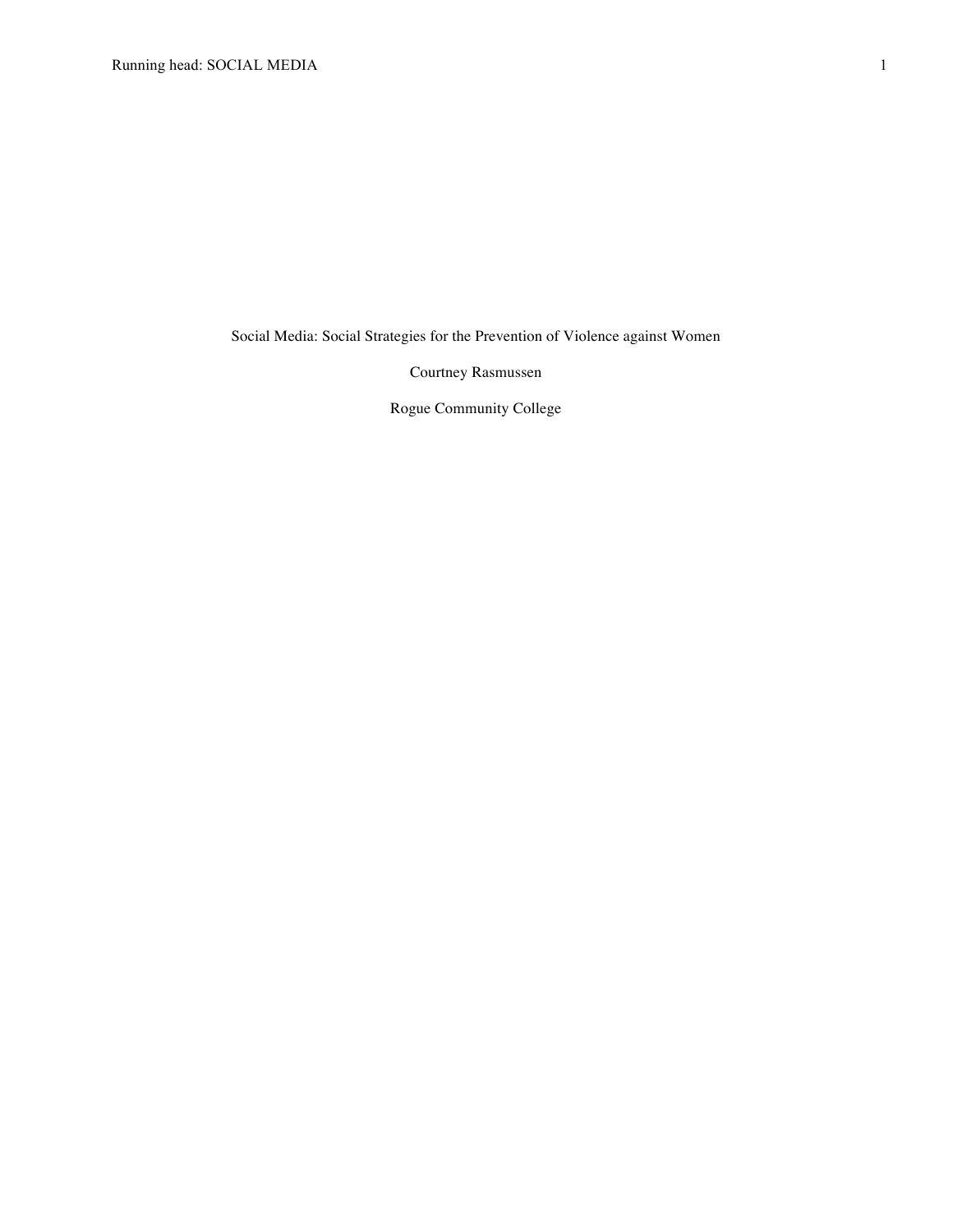# Social Media: Social Strategies for the Prevention of Violence against Women

Courtney Rasmussen

Rogue Community College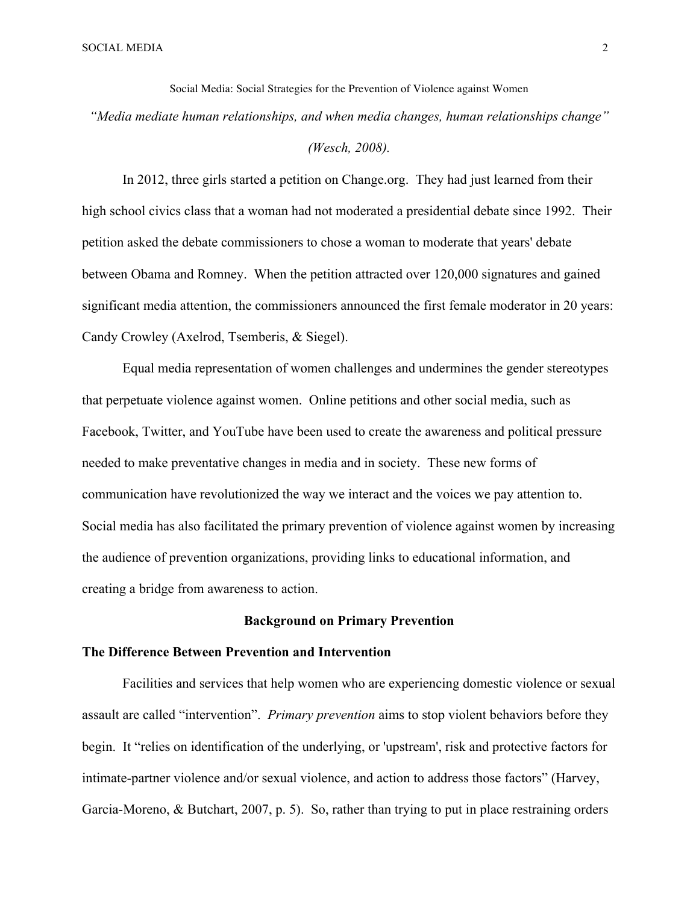Social Media: Social Strategies for the Prevention of Violence against Women

*"Media mediate human relationships, and when media changes, human relationships change" (Wesch, 2008).*

In 2012, three girls started a petition on Change.org. They had just learned from their high school civics class that a woman had not moderated a presidential debate since 1992. Their petition asked the debate commissioners to chose a woman to moderate that years' debate between Obama and Romney. When the petition attracted over 120,000 signatures and gained significant media attention, the commissioners announced the first female moderator in 20 years: Candy Crowley (Axelrod, Tsemberis, & Siegel).

Equal media representation of women challenges and undermines the gender stereotypes that perpetuate violence against women. Online petitions and other social media, such as Facebook, Twitter, and YouTube have been used to create the awareness and political pressure needed to make preventative changes in media and in society. These new forms of communication have revolutionized the way we interact and the voices we pay attention to. Social media has also facilitated the primary prevention of violence against women by increasing the audience of prevention organizations, providing links to educational information, and creating a bridge from awareness to action.

## Background on Primary Prevention

### The Difference Between Prevention and Intervention

Facilities and services that help women who are experiencing domestic violence or sexual assault are called "intervention". *Primary prevention* aims to stop violent behaviors before they begin. It "relies on identification of the underlying, or 'upstream', risk and protective factors for intimate-partner violence and/or sexual violence, and action to address those factors" (Harvey, Garcia-Moreno, & Butchart, 2007, p. 5). So, rather than trying to put in place restraining orders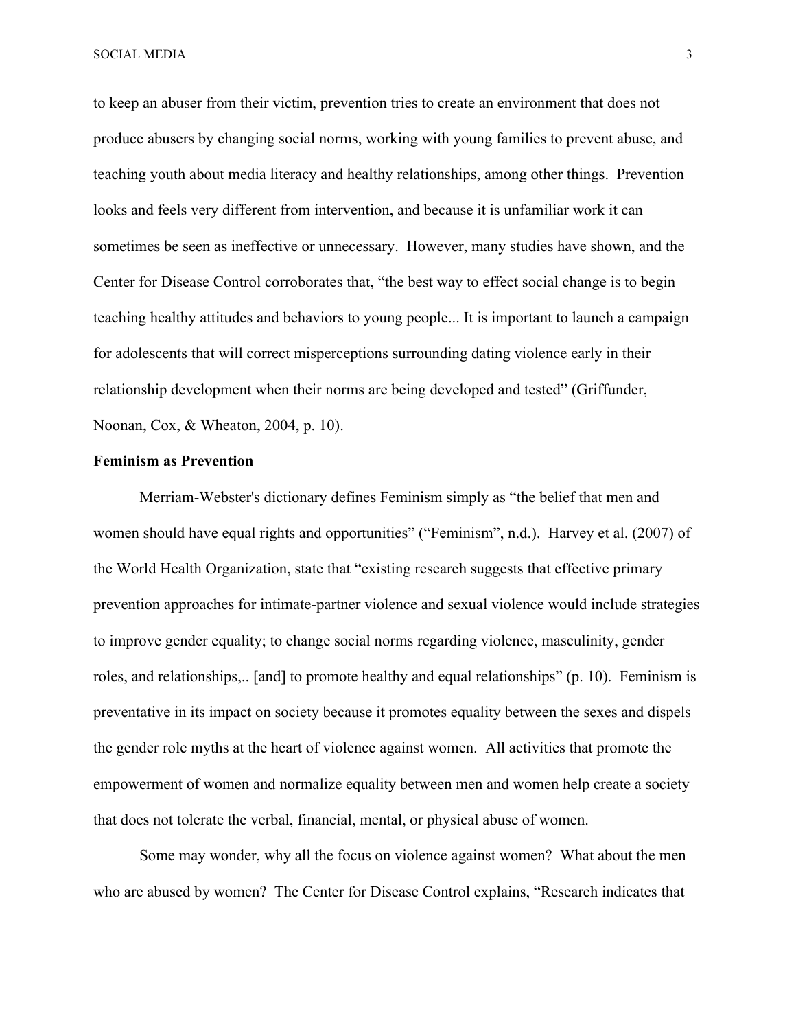to keep an abuser from their victim, prevention tries to create an environment that does not produce abusers by changing social norms, working with young families to prevent abuse, and teaching youth about media literacy and healthy relationships, among other things. Prevention looks and feels very different from intervention, and because it is unfamiliar work it can sometimes be seen as ineffective or unnecessary. However, many studies have shown, and the Center for Disease Control corroborates that, "the best way to effect social change is to begin teaching healthy attitudes and behaviors to young people... It is important to launch a campaign for adolescents that will correct misperceptions surrounding dating violence early in their relationship development when their norms are being developed and tested" (Griffunder, Noonan, Cox, & Wheaton, 2004, p. 10).

**Feminism as Prevention**

Merriam-Webster's dictionary defines Feminism simply as "the belief that men and women should have equal rights and opportunities" ("Feminism", n.d.). Harvey et al. (2007) of the World Health Organization, state that "existing research suggests that effective primary prevention approaches for intimate-partner violence and sexual violence would include strategies to improve gender equality; to change social norms regarding violence, masculinity, gender roles, and relationships,.. [and] to promote healthy and equal relationships" (p. 10). Feminism is preventative in its impact on society because it promotes equality between the sexes and dispels the gender role myths at the heart of violence against women. All activities that promote the empowerment of women and normalize equality between men and women help create a society that does not tolerate the verbal, financial, mental, or physical abuse of women.

Some may wonder, why all the focus on violence against women? What about the men who are abused by women? The Center for Disease Control explains, "Research indicates that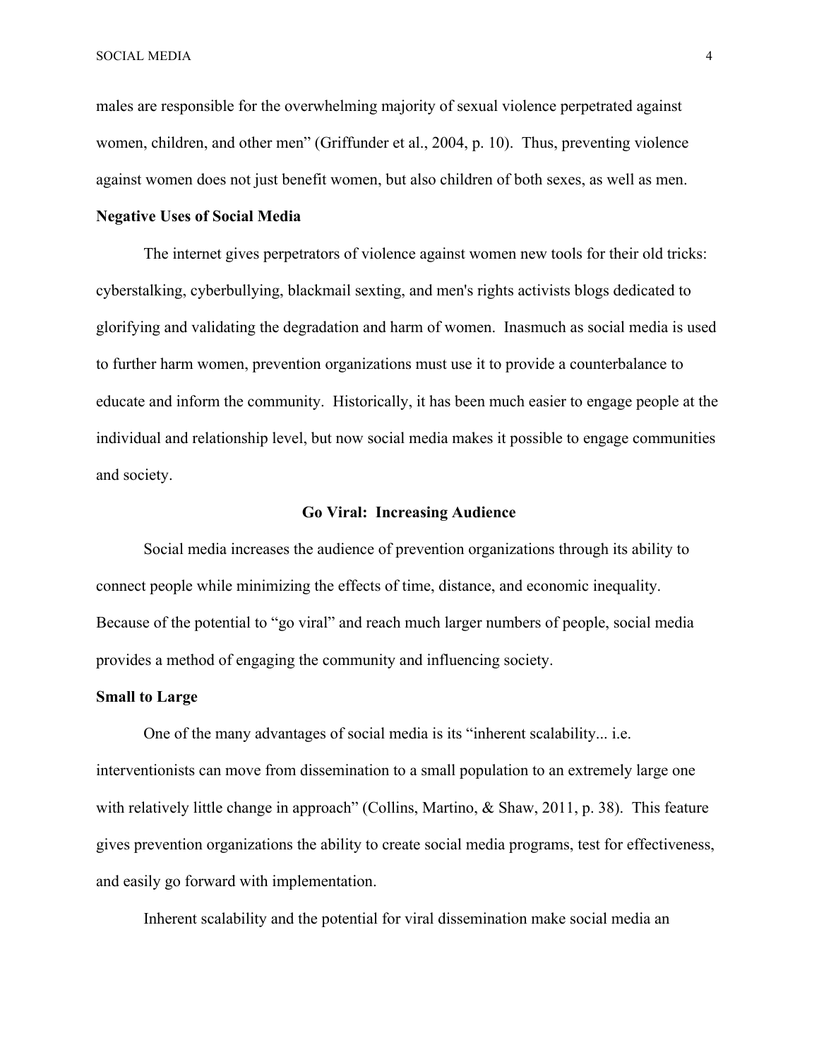males are responsible for the overwhelming majority of sexual violence perpetrated against women, children, and other men" (Griffunder et al., 2004, p. 10). Thus, preventing violence against women does not just benefit women, but also children of both sexes, as well as men.

### Negative Uses of Social Media

The internet gives perpetrators of violence against women new tools for their old tricks: cyberstalking, cyberbullying, blackmail sexting, and men's rights activists blogs dedicated to glorifying and validating the degradation and harm of women. Inasmuch as social media is used to further harm women, prevention organizations must use it to provide a counterbalance to educate and inform the community. Historically, it has been much easier to engage people at the individual and relationship level, but now social media makes it possible to engage communities and society.

## Go Viral: Increasing Audience

Social media increases the audience of prevention organizations through its ability to connect people while minimizing the effects of time, distance, and economic inequality. Because of the potential to "go viral" and reach much larger numbers of people, social media provides a method of engaging the community and influencing society.

### Small to Large

One of the many advantages of social media is its "inherent scalability... i.e. interventionists can move from dissemination to a small population to an extremely large one with relatively little change in approach" (Collins, Martino, & Shaw, 2011, p. 38). This feature gives prevention organizations the ability to create social media programs, test for effectiveness, and easily go forward with implementation.

Inherent scalability and the potential for viral dissemination make social media an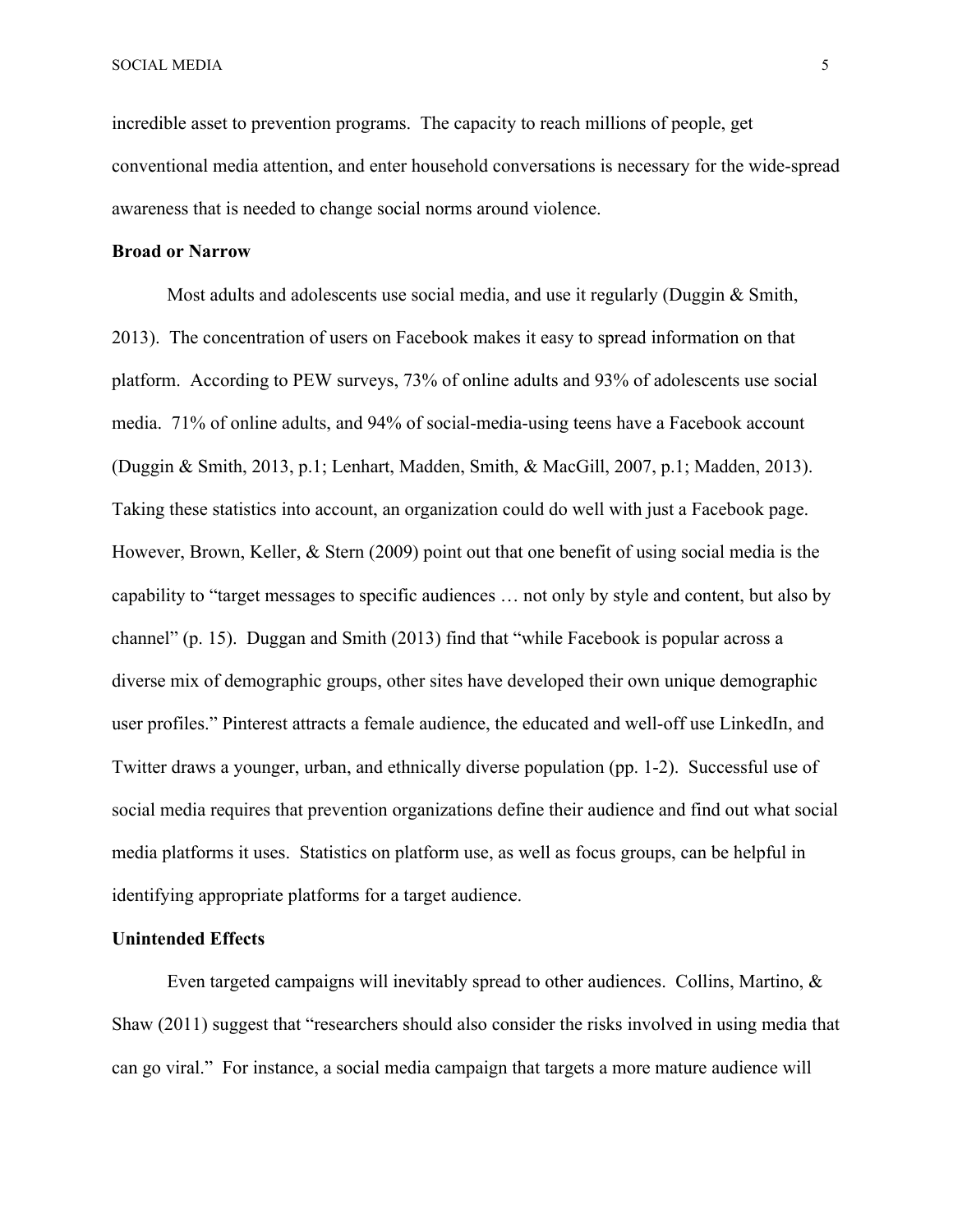incredible asset to prevention programs. The capacity to reach millions of people, get conventional media attention, and enter household conversations is necessary for the wide-spread awareness that is needed to change social norms around violence.

**Broad or Narrow**

Most adults and adolescents use social media, and use it regularly (Duggin & Smith, 2013). The concentration of users on Facebook makes it easy to spread information on that platform. According to PEW surveys, 73% of online adults and 93% of adolescents use social media. 71% of online adults, and 94% of social-media-using teens have a Facebook account (Duggin & Smith, 2013, p.1; Lenhart, Madden, Smith, & MacGill, 2007, p.1; Madden, 2013). Taking these statistics into account, an organization could do well with just a Facebook page. However, Brown, Keller, & Stern (2009) point out that one benefit of using social media is the capability to "target messages to specific audiences … not only by style and content, but also by channel" (p. 15). Duggan and Smith (2013) find that "while Facebook is popular across a diverse mix of demographic groups, other sites have developed their own unique demographic user profiles." Pinterest attracts a female audience, the educated and well-off use LinkedIn, and Twitter draws a younger, urban, and ethnically diverse population (pp. 1-2). Successful use of social media requires that prevention organizations define their audience and find out what social media platforms it uses. Statistics on platform use, as well as focus groups, can be helpful in identifying appropriate platforms for a target audience.

**Unintended Effects**

Even targeted campaigns will inevitably spread to other audiences. Collins, Martino, & Shaw (2011) suggest that "researchers should also consider the risks involved in using media that can go viral." For instance, a social media campaign that targets a more mature audience will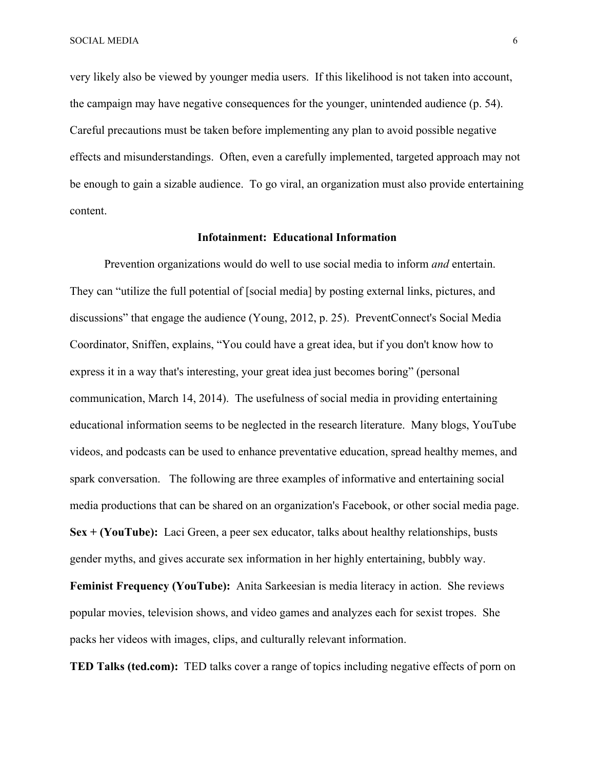very likely also be viewed by younger media users. If this likelihood is not taken into account, the campaign may have negative consequences for the younger, unintended audience (p. 54). Careful precautions must be taken before implementing any plan to avoid possible negative effects and misunderstandings. Often, even a carefully implemented, targeted approach may not be enough to gain a sizable audience. To go viral, an organization must also provide entertaining content.

## Infotainment: Educational Information

Prevention organizations would do well to use social media to inform *and* entertain. They can "utilize the full potential of [social media] by posting external links, pictures, and discussions" that engage the audience (Young, 2012, p. 25). PreventConnect's Social Media Coordinator, Sniffen, explains, "You could have a great idea, but if you don't know how to express it in a way that's interesting, your great idea just becomes boring" (personal communication, March 14, 2014). The usefulness of social media in providing entertaining educational information seems to be neglected in the research literature. Many blogs, YouTube videos, and podcasts can be used to enhance preventative education, spread healthy memes, and spark conversation. The following are three examples of informative and entertaining social media productions that can be shared on an organization's Facebook, or other social media page.

**Sex + (YouTube):** Laci Green, a peer sex educator, talks about healthy relationships, busts gender myths, and gives accurate sex information in her highly entertaining, bubbly way.

**Feminist Frequency (YouTube):** Anita Sarkeesian is media literacy in action. She reviews popular movies, television shows, and video games and analyzes each for sexist tropes. She packs her videos with images, clips, and culturally relevant information.

**TED Talks (ted.com):** TED talks cover a range of topics including negative effects of porn on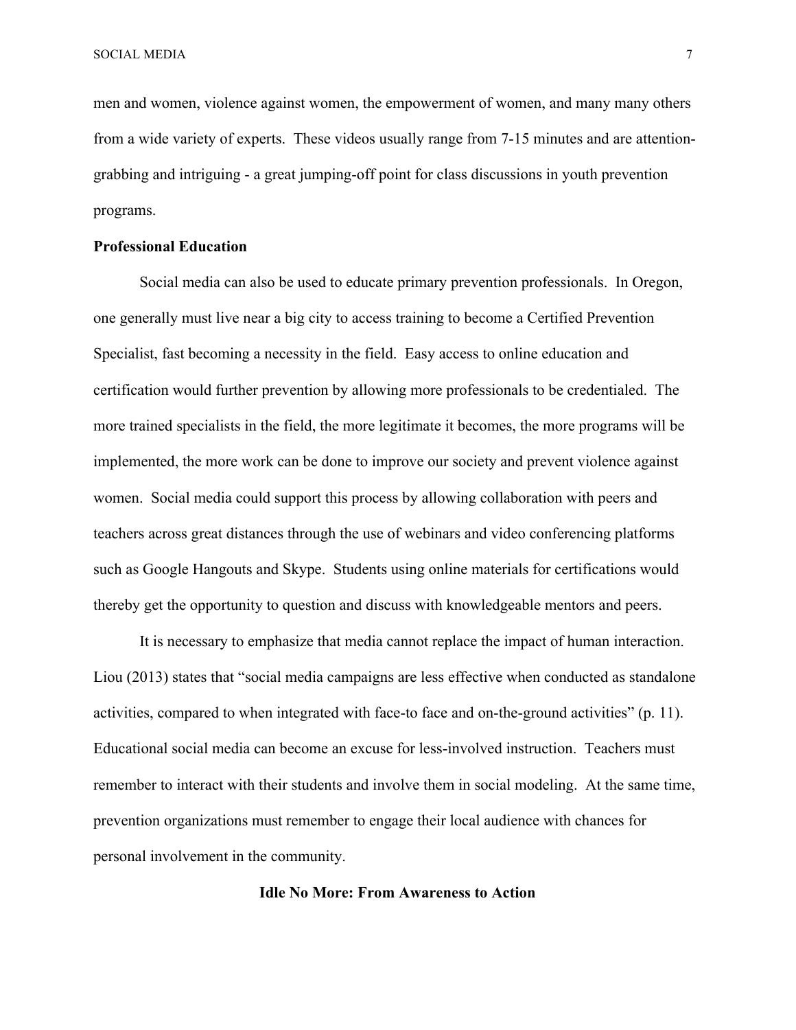men and women, violence against women, the empowerment of women, and many many others from a wide variety of experts. These videos usually range from 7-15 minutes and are attention-grabbing and intriguing - a great jumping-off point for class discussions in youth prevention programs.

**Professional Education**

Social media can also be used to educate primary prevention professionals. In Oregon, one generally must live near a big city to access training to become a Certified Prevention Specialist, fast becoming a necessity in the field. Easy access to online education and certification would further prevention by allowing more professionals to be credentialed. The more trained specialists in the field, the more legitimate it becomes, the more programs will be implemented, the more work can be done to improve our society and prevent violence against women. Social media could support this process by allowing collaboration with peers and teachers across great distances through the use of webinars and video conferencing platforms such as Google Hangouts and Skype. Students using online materials for certifications would thereby get the opportunity to question and discuss with knowledgeable mentors and peers.

It is necessary to emphasize that media cannot replace the impact of human interaction. Liou (2013) states that "social media campaigns are less effective when conducted as standalone activities, compared to when integrated with face-to face and on-the-ground activities" (p. 11). Educational social media can become an excuse for less-involved instruction. Teachers must remember to interact with their students and involve them in social modeling. At the same time, prevention organizations must remember to engage their local audience with chances for personal involvement in the community.

## Idle No More: From Awareness to Action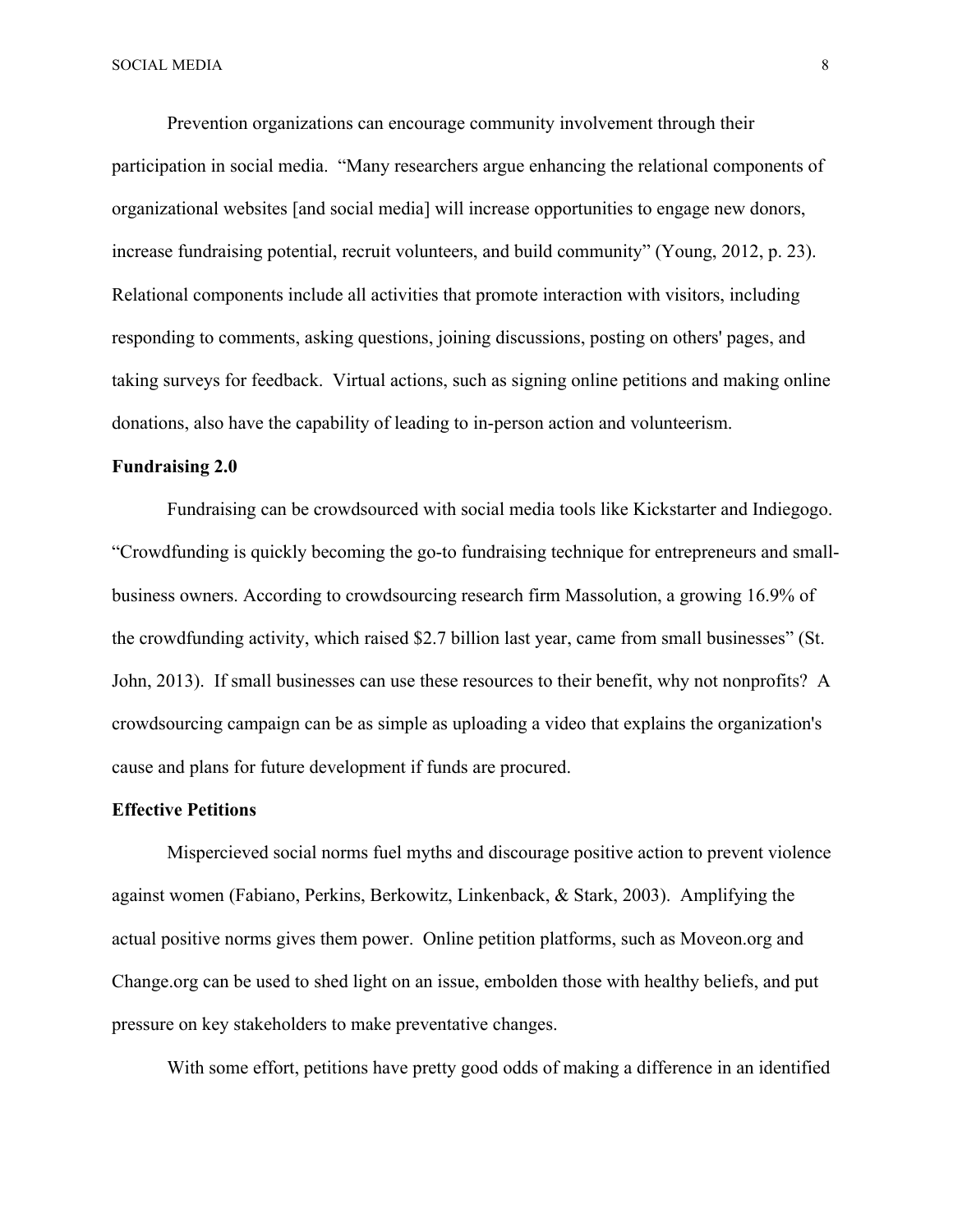Prevention organizations can encourage community involvement through their participation in social media. "Many researchers argue enhancing the relational components of organizational websites [and social media] will increase opportunities to engage new donors, increase fundraising potential, recruit volunteers, and build community" (Young, 2012, p. 23). Relational components include all activities that promote interaction with visitors, including responding to comments, asking questions, joining discussions, posting on others' pages, and taking surveys for feedback. Virtual actions, such as signing online petitions and making online donations, also have the capability of leading to in-person action and volunteerism.

**Fundraising 2.0**

Fundraising can be crowdsourced with social media tools like Kickstarter and Indiegogo. "Crowdfunding is quickly becoming the go-to fundraising technique for entrepreneurs and small-business owners. According to crowdsourcing research firm Massolution, a growing 16.9% of the crowdfunding activity, which raised $2.7 billion last year, came from small businesses" (St. John, 2013). If small businesses can use these resources to their benefit, why not nonprofits? A crowdsourcing campaign can be as simple as uploading a video that explains the organization's cause and plans for future development if funds are procured.

**Effective Petitions**

Mispercieved social norms fuel myths and discourage positive action to prevent violence against women (Fabiano, Perkins, Berkowitz, Linkenback, & Stark, 2003). Amplifying the actual positive norms gives them power. Online petition platforms, such as Moveon.org and Change.org can be used to shed light on an issue, embolden those with healthy beliefs, and put pressure on key stakeholders to make preventative changes.

With some effort, petitions have pretty good odds of making a difference in an identified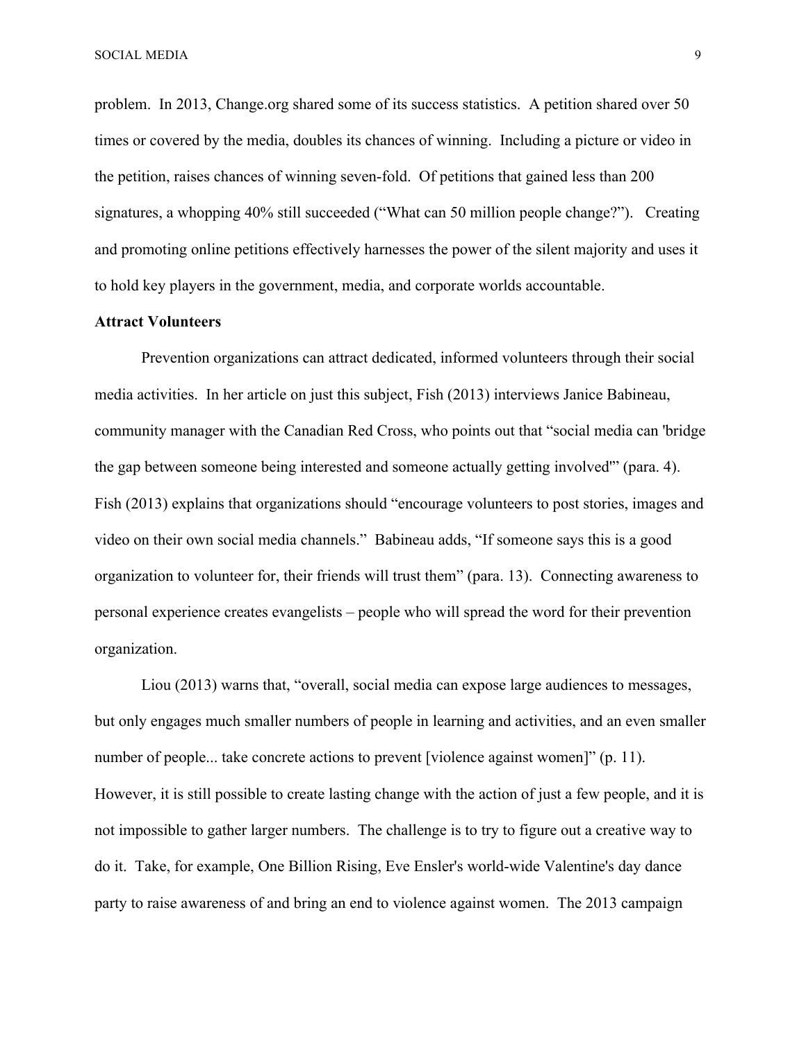problem. In 2013, Change.org shared some of its success statistics. A petition shared over 50 times or covered by the media, doubles its chances of winning. Including a picture or video in the petition, raises chances of winning seven-fold. Of petitions that gained less than 200 signatures, a whopping 40% still succeeded ("What can 50 million people change?"). Creating and promoting online petitions effectively harnesses the power of the silent majority and uses it to hold key players in the government, media, and corporate worlds accountable.

**Attract Volunteers**

Prevention organizations can attract dedicated, informed volunteers through their social media activities. In her article on just this subject, Fish (2013) interviews Janice Babineau, community manager with the Canadian Red Cross, who points out that "social media can 'bridge the gap between someone being interested and someone actually getting involved'" (para. 4). Fish (2013) explains that organizations should "encourage volunteers to post stories, images and video on their own social media channels." Babineau adds, "If someone says this is a good organization to volunteer for, their friends will trust them" (para. 13). Connecting awareness to personal experience creates evangelists – people who will spread the word for their prevention organization.

Liou (2013) warns that, "overall, social media can expose large audiences to messages, but only engages much smaller numbers of people in learning and activities, and an even smaller number of people... take concrete actions to prevent [violence against women]" (p. 11). However, it is still possible to create lasting change with the action of just a few people, and it is not impossible to gather larger numbers. The challenge is to try to figure out a creative way to do it. Take, for example, One Billion Rising, Eve Ensler's world-wide Valentine's day dance party to raise awareness of and bring an end to violence against women. The 2013 campaign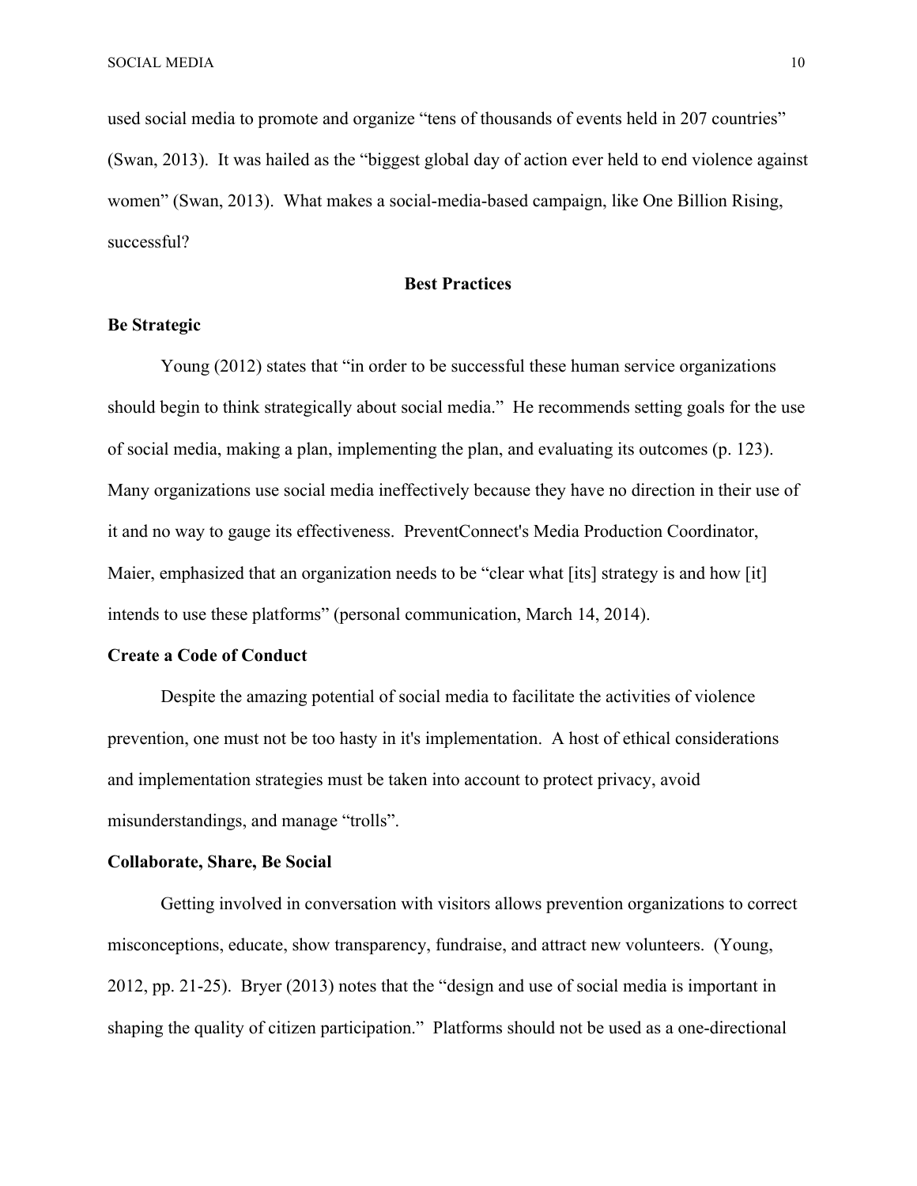used social media to promote and organize "tens of thousands of events held in 207 countries" (Swan, 2013). It was hailed as the "biggest global day of action ever held to end violence against women" (Swan, 2013). What makes a social-media-based campaign, like One Billion Rising, successful?

## Best Practices

### Be Strategic

Young (2012) states that "in order to be successful these human service organizations should begin to think strategically about social media." He recommends setting goals for the use of social media, making a plan, implementing the plan, and evaluating its outcomes (p. 123). Many organizations use social media ineffectively because they have no direction in their use of it and no way to gauge its effectiveness. PreventConnect's Media Production Coordinator, Maier, emphasized that an organization needs to be "clear what [its] strategy is and how [it] intends to use these platforms" (personal communication, March 14, 2014).

### Create a Code of Conduct

Despite the amazing potential of social media to facilitate the activities of violence prevention, one must not be too hasty in it's implementation. A host of ethical considerations and implementation strategies must be taken into account to protect privacy, avoid misunderstandings, and manage "trolls".

### Collaborate, Share, Be Social

Getting involved in conversation with visitors allows prevention organizations to correct misconceptions, educate, show transparency, fundraise, and attract new volunteers. (Young, 2012, pp. 21-25). Bryer (2013) notes that the "design and use of social media is important in shaping the quality of citizen participation." Platforms should not be used as a one-directional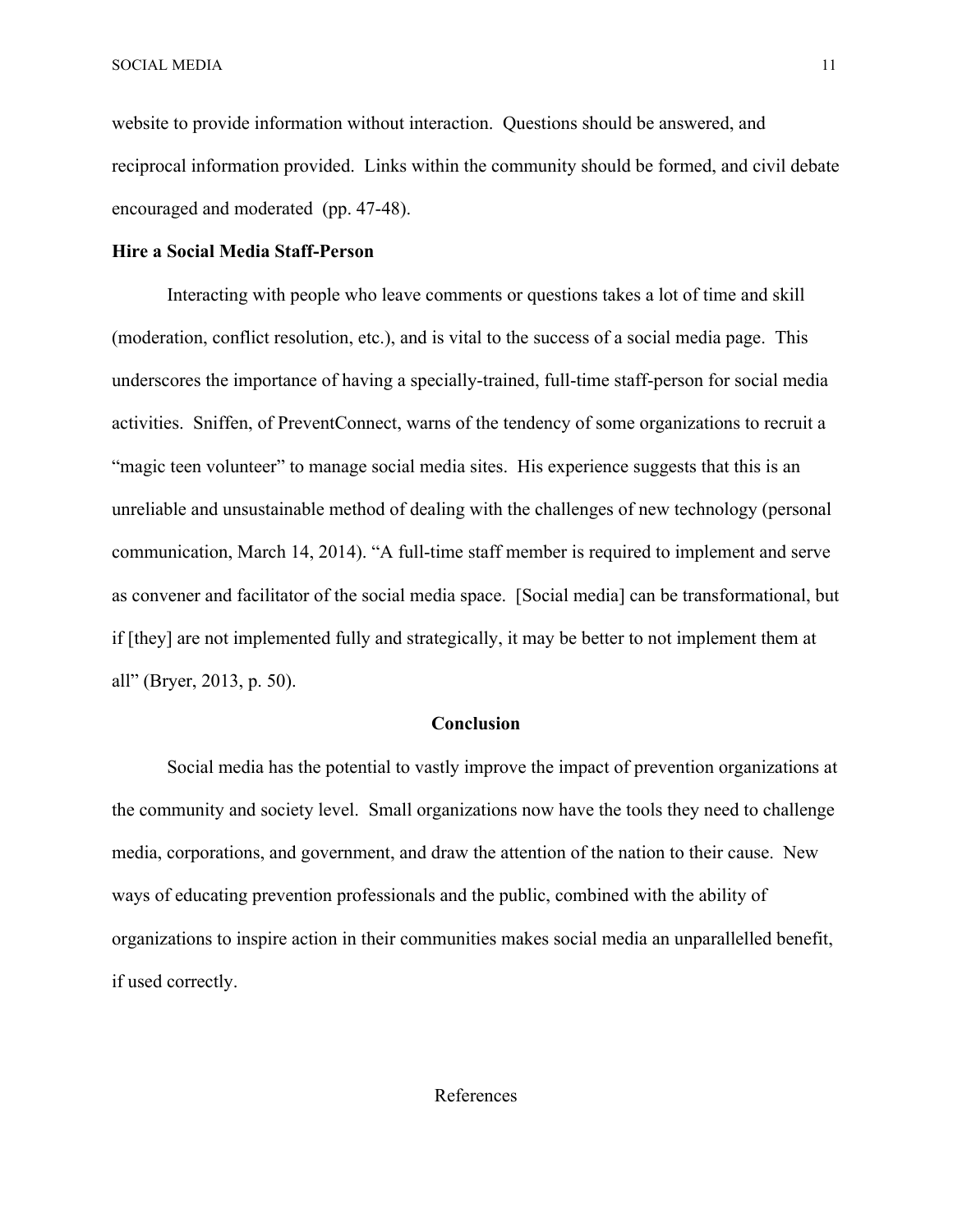website to provide information without interaction. Questions should be answered, and reciprocal information provided. Links within the community should be formed, and civil debate encouraged and moderated (pp. 47-48).

**Hire a Social Media Staff-Person**

Interacting with people who leave comments or questions takes a lot of time and skill (moderation, conflict resolution, etc.), and is vital to the success of a social media page. This underscores the importance of having a specially-trained, full-time staff-person for social media activities. Sniffen, of PreventConnect, warns of the tendency of some organizations to recruit a "magic teen volunteer" to manage social media sites. His experience suggests that this is an unreliable and unsustainable method of dealing with the challenges of new technology (personal communication, March 14, 2014). "A full-time staff member is required to implement and serve as convener and facilitator of the social media space. [Social media] can be transformational, but if [they] are not implemented fully and strategically, it may be better to not implement them at all" (Bryer, 2013, p. 50).

## Conclusion

Social media has the potential to vastly improve the impact of prevention organizations at the community and society level. Small organizations now have the tools they need to challenge media, corporations, and government, and draw the attention of the nation to their cause. New ways of educating prevention professionals and the public, combined with the ability of organizations to inspire action in their communities makes social media an unparallelled benefit, if used correctly.

## References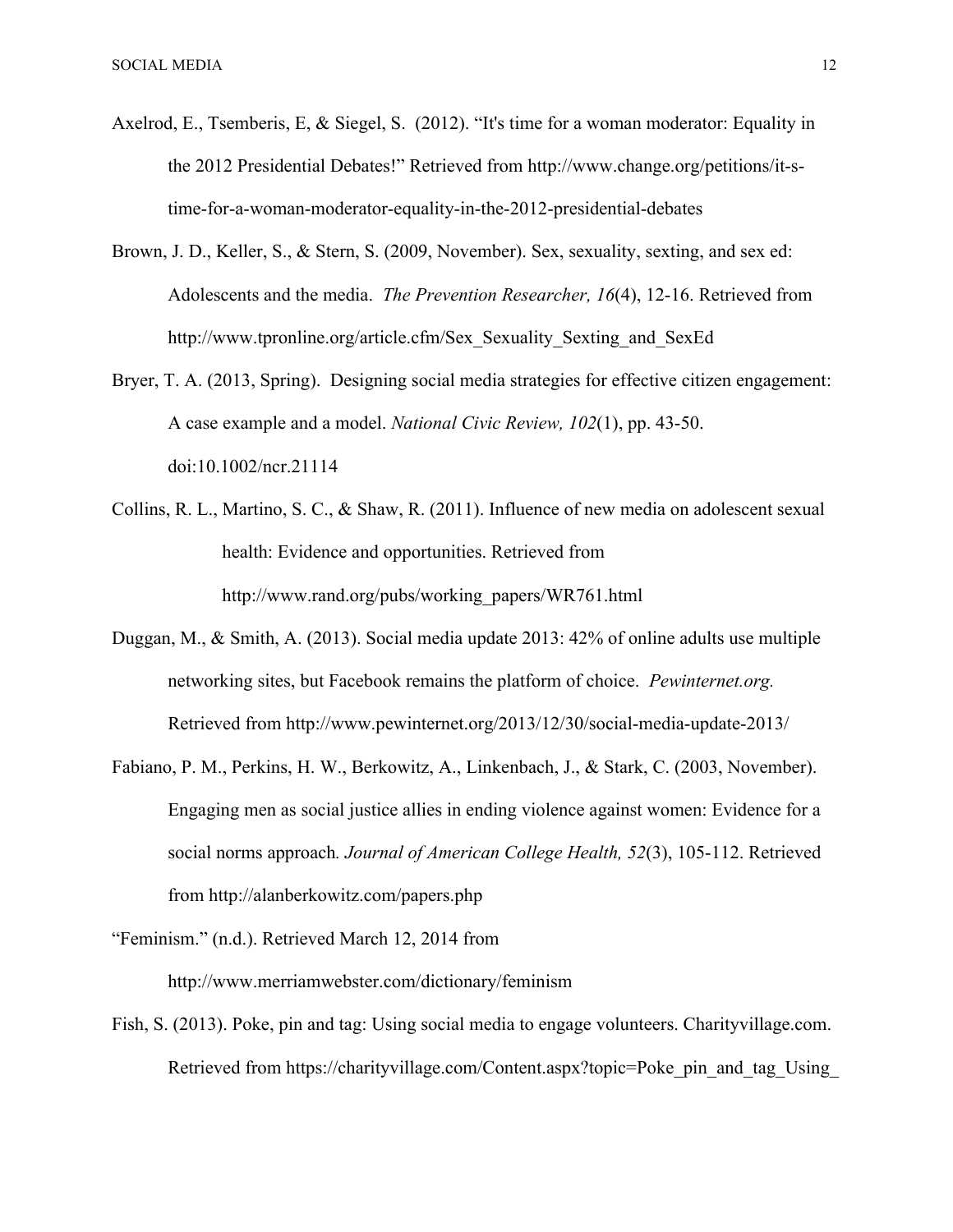Axelrod, E., Tsemberis, E, & Siegel, S. (2012). "It's time for a woman moderator: Equality in the 2012 Presidential Debates!" Retrieved from http://www.change.org/petitions/it-s-time-for-a-woman-moderator-equality-in-the-2012-presidential-debates

Brown, J. D., Keller, S., & Stern, S. (2009, November). Sex, sexuality, sexting, and sex ed: Adolescents and the media. *The Prevention Researcher, 16*(4), 12-16. Retrieved from http://www.tpronline.org/article.cfm/Sex_Sexuality_Sexting_and_SexEd

Bryer, T. A. (2013, Spring). Designing social media strategies for effective citizen engagement: A case example and a model. *National Civic Review, 102*(1), pp. 43-50. doi:10.1002/ncr.21114

Collins, R. L., Martino, S. C., & Shaw, R. (2011). Influence of new media on adolescent sexual health: Evidence and opportunities. Retrieved from http://www.rand.org/pubs/working_papers/WR761.html

Duggan, M., & Smith, A. (2013). Social media update 2013: 42% of online adults use multiple networking sites, but Facebook remains the platform of choice. *Pewinternet.org.* Retrieved from http://www.pewinternet.org/2013/12/30/social-media-update-2013/

Fabiano, P. M., Perkins, H. W., Berkowitz, A., Linkenbach, J., & Stark, C. (2003, November). Engaging men as social justice allies in ending violence against women: Evidence for a social norms approach*. Journal of American College Health, 52*(3), 105-112. Retrieved from http://alanberkowitz.com/papers.php

"Feminism." (n.d.). Retrieved March 12, 2014 from http://www.merriamwebster.com/dictionary/feminism

Fish, S. (2013). Poke, pin and tag: Using social media to engage volunteers. Charityvillage.com. Retrieved from https://charityvillage.com/Content.aspx?topic=Poke_pin_and_tag_Using_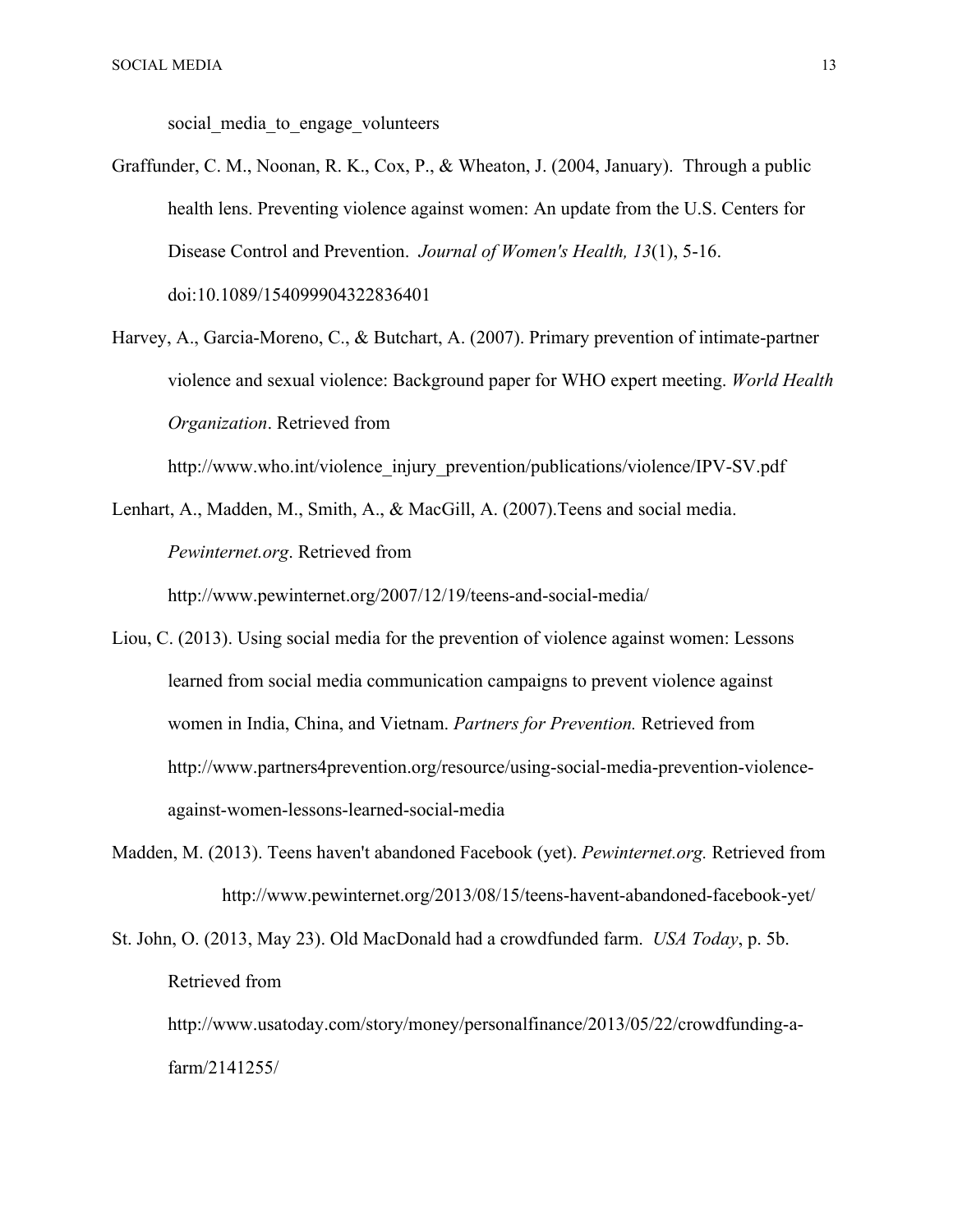social_media_to_engage_volunteers

Graffunder, C. M., Noonan, R. K., Cox, P., & Wheaton, J. (2004, January). Through a public health lens. Preventing violence against women: An update from the U.S. Centers for Disease Control and Prevention. *Journal of Women's Health, 13*(1), 5-16. doi:10.1089/154099904322836401

Harvey, A., Garcia-Moreno, C., & Butchart, A. (2007). Primary prevention of intimate-partner violence and sexual violence: Background paper for WHO expert meeting. *World Health Organization*. Retrieved from http://www.who.int/violence_injury_prevention/publications/violence/IPV-SV.pdf

Lenhart, A., Madden, M., Smith, A., & MacGill, A. (2007).Teens and social media. *Pewinternet.org*. Retrieved from http://www.pewinternet.org/2007/12/19/teens-and-social-media/

Liou, C. (2013). Using social media for the prevention of violence against women: Lessons learned from social media communication campaigns to prevent violence against women in India, China, and Vietnam. *Partners for Prevention.* Retrieved from http://www.partners4prevention.org/resource/using-social-media-prevention-violence-against-women-lessons-learned-social-media

Madden, M. (2013). Teens haven't abandoned Facebook (yet). *Pewinternet.org.* Retrieved from http://www.pewinternet.org/2013/08/15/teens-havent-abandoned-facebook-yet/

St. John, O. (2013, May 23). Old MacDonald had a crowdfunded farm. *USA Today*, p. 5b. Retrieved from http://www.usatoday.com/story/money/personalfinance/2013/05/22/crowdfunding-a-farm/2141255/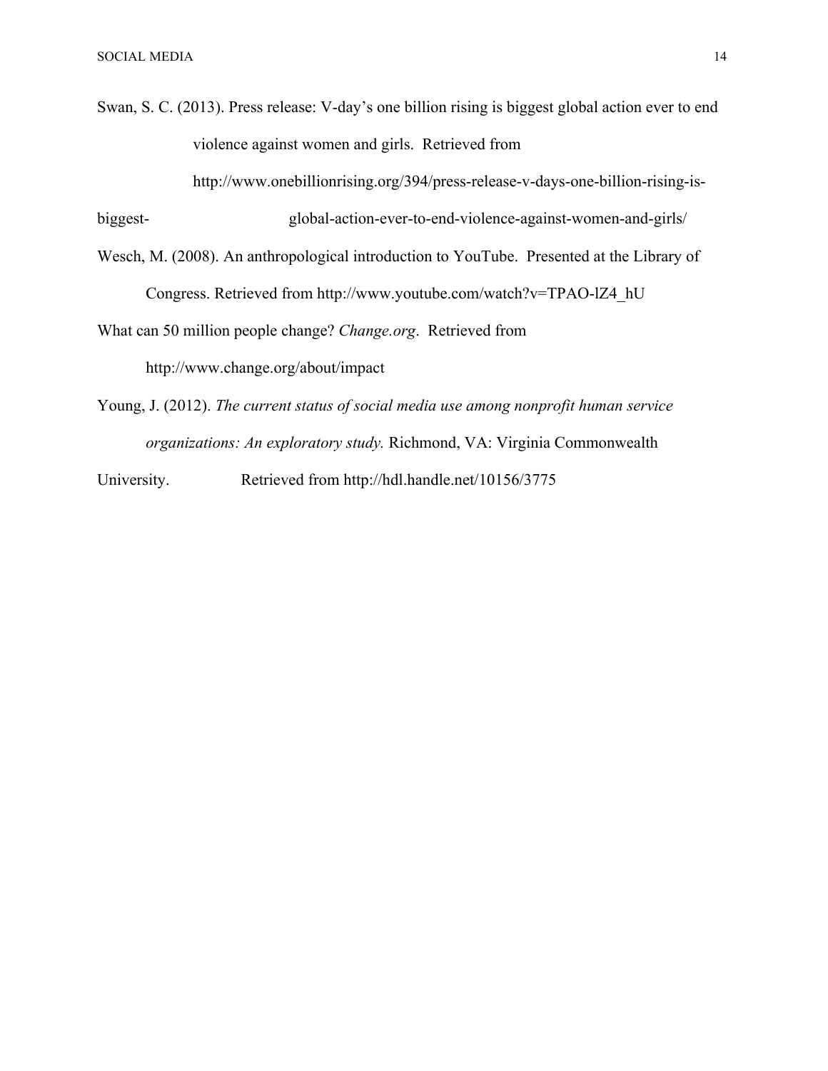Swan, S. C. (2013). Press release: V-day's one billion rising is biggest global action ever to end violence against women and girls. Retrieved from http://www.onebillionrising.org/394/press-release-v-days-one-billion-rising-is-biggest- global-action-ever-to-end-violence-against-women-and-girls/

Wesch, M. (2008). An anthropological introduction to YouTube. Presented at the Library of Congress. Retrieved from http://www.youtube.com/watch?v=TPAO-lZ4_hU

What can 50 million people change? *Change.org*. Retrieved from http://www.change.org/about/impact

Young, J. (2012). *The current status of social media use among nonprofit human service organizations: An exploratory study.* Richmond, VA: Virginia Commonwealth University. Retrieved from http://hdl.handle.net/10156/3775